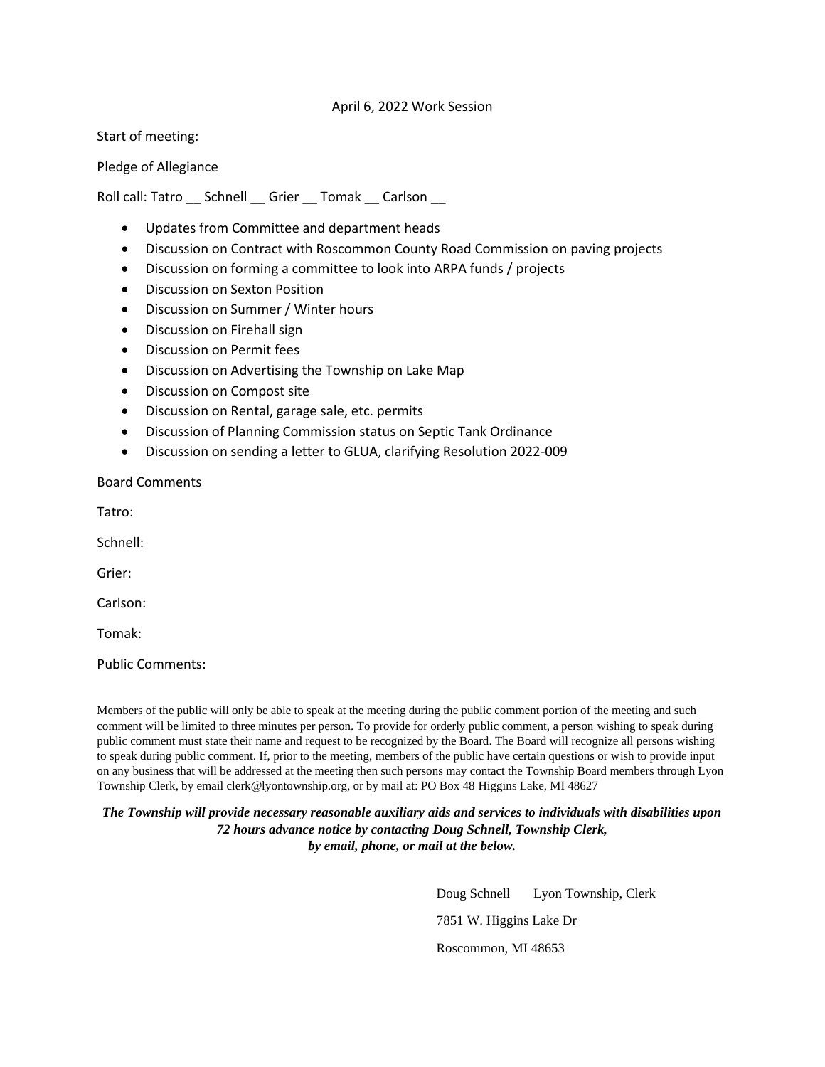# April 6, 2022 Work Session

Start of meeting:

Pledge of Allegiance

Roll call: Tatro __ Schnell __ Grier __ Tomak __ Carlson __

- Updates from Committee and department heads
- Discussion on Contract with Roscommon County Road Commission on paving projects
- Discussion on forming a committee to look into ARPA funds / projects
- Discussion on Sexton Position
- Discussion on Summer / Winter hours
- Discussion on Firehall sign
- Discussion on Permit fees
- Discussion on Advertising the Township on Lake Map
- Discussion on Compost site
- Discussion on Rental, garage sale, etc. permits
- Discussion of Planning Commission status on Septic Tank Ordinance
- Discussion on sending a letter to GLUA, clarifying Resolution 2022-009

Board Comments

Tatro:

Schnell:

Grier:

Carlson:

Tomak:

Public Comments:

Members of the public will only be able to speak at the meeting during the public comment portion of the meeting and such comment will be limited to three minutes per person. To provide for orderly public comment, a person wishing to speak during public comment must state their name and request to be recognized by the Board. The Board will recognize all persons wishing to speak during public comment. If, prior to the meeting, members of the public have certain questions or wish to provide input on any business that will be addressed at the meeting then such persons may contact the Township Board members through Lyon Township Clerk, by email clerk@lyontownship.org, or by mail at: PO Box 48 Higgins Lake, MI 48627

***The Township will provide necessary reasonable auxiliary aids and services to individuals with disabilities upon 72 hours advance notice by contacting Doug Schnell, Township Clerk, by email, phone, or mail at the below.***

Doug Schnell Lyon Township, Clerk

7851 W. Higgins Lake Dr

Roscommon, MI 48653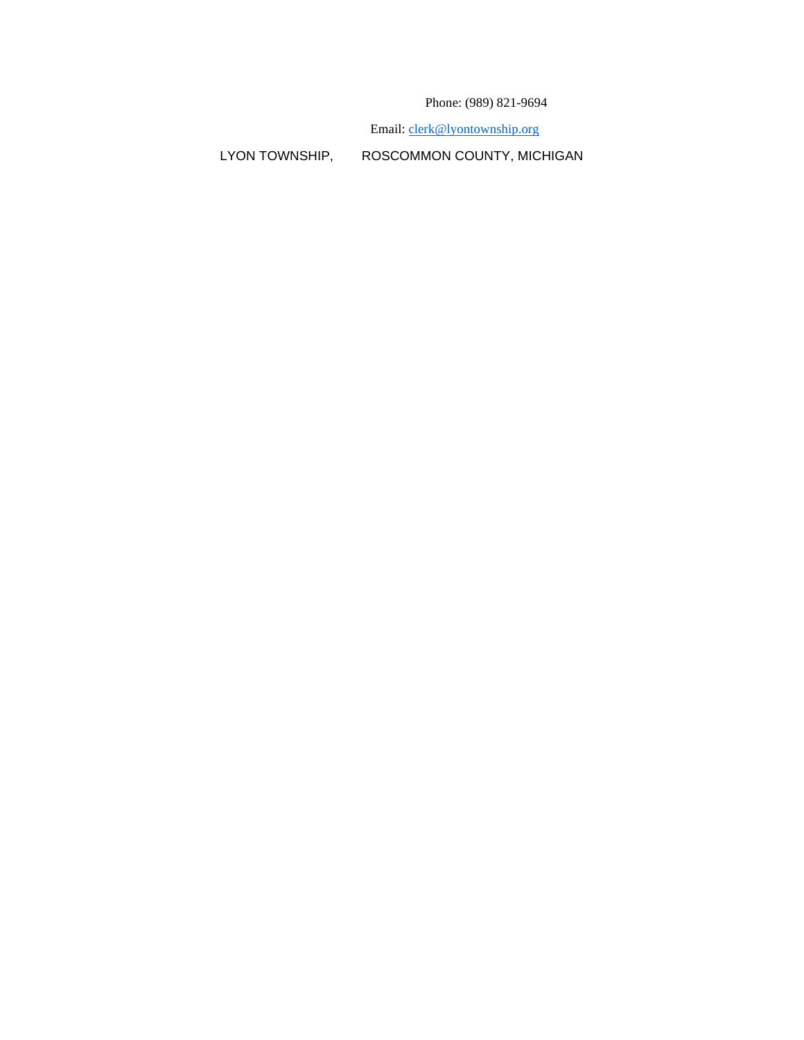Phone: (989) 821-9694

Email: clerk@lyontownship.org

LYON TOWNSHIP, ROSCOMMON COUNTY, MICHIGAN